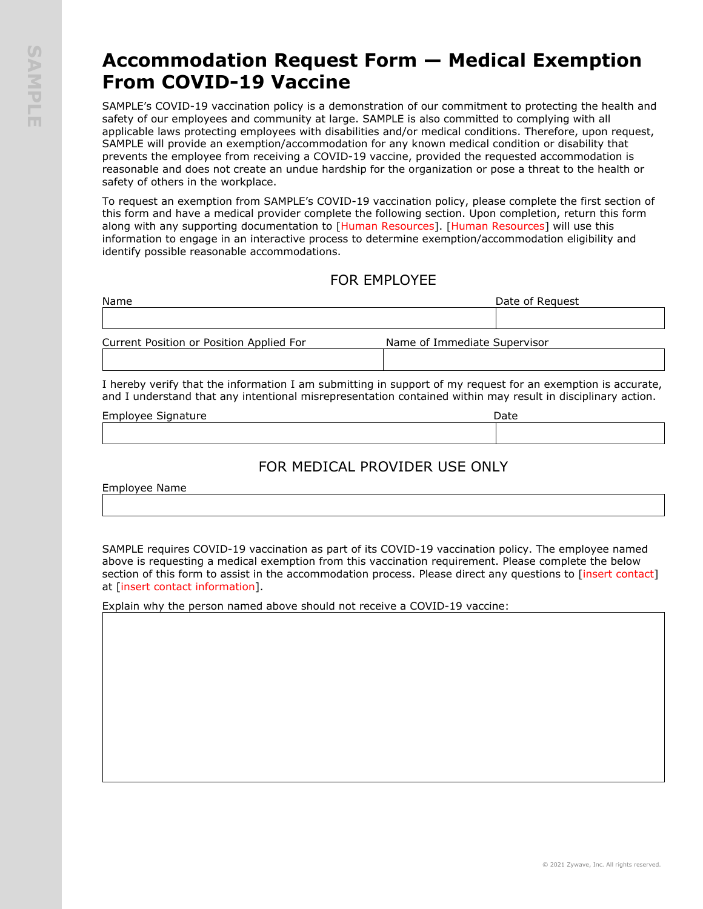# Accommodation Request Form — Medical Exemption From COVID-19 Vaccine

SAMPLE's COVID-19 vaccination policy is a demonstration of our commitment to protecting the health and safety of our employees and community at large. SAMPLE is also committed to complying with all applicable laws protecting employees with disabilities and/or medical conditions. Therefore, upon request, SAMPLE will provide an exemption/accommodation for any known medical condition or disability that prevents the employee from receiving a COVID-19 vaccine, provided the requested accommodation is reasonable and does not create an undue hardship for the organization or pose a threat to the health or safety of others in the workplace.

To request an exemption from SAMPLE's COVID-19 vaccination policy, please complete the first section of this form and have a medical provider complete the following section. Upon completion, return this form along with any supporting documentation to [Human Resources]. [Human Resources] will use this information to engage in an interactive process to determine exemption/accommodation eligibility and identify possible reasonable accommodations.

## FOR EMPLOYEE

| Name | Date of Request |
|---|---|
| | |

| Current Position or Position Applied For | Name of Immediate Supervisor |
|---|---|
| | |

I hereby verify that the information I am submitting in support of my request for an exemption is accurate, and I understand that any intentional misrepresentation contained within may result in disciplinary action.

| Employee Signature | Date |
|---|---|
| | |

## FOR MEDICAL PROVIDER USE ONLY

| Employee Name |
|---|
| |

SAMPLE requires COVID-19 vaccination as part of its COVID-19 vaccination policy. The employee named above is requesting a medical exemption from this vaccination requirement. Please complete the below section of this form to assist in the accommodation process. Please direct any questions to [insert contact] at [insert contact information].

Explain why the person named above should not receive a COVID-19 vaccine:

| |
|---|
| |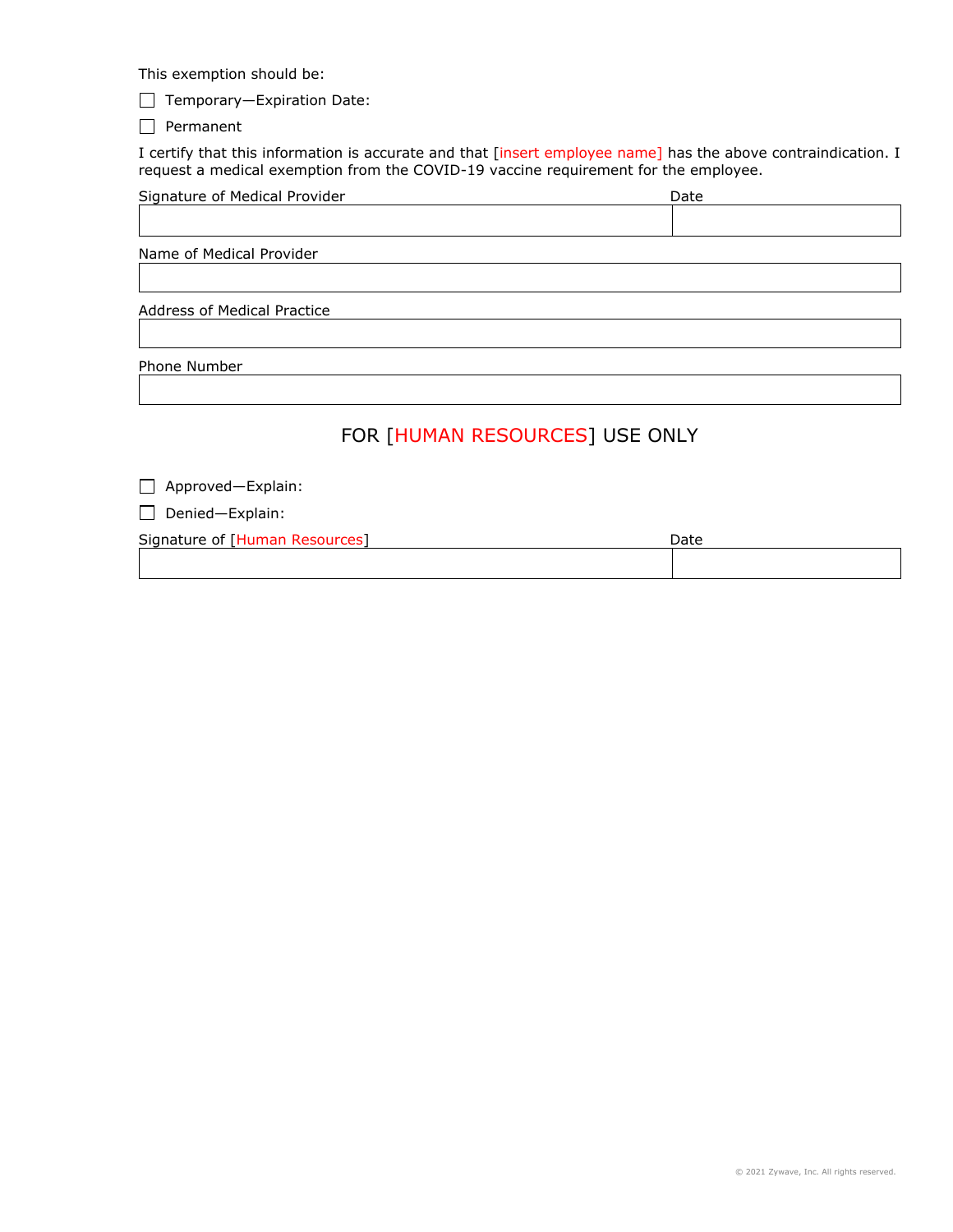This exemption should be:

☐ Temporary—Expiration Date:

☐ Permanent

I certify that this information is accurate and that [insert employee name] has the above contraindication. I request a medical exemption from the COVID-19 vaccine requirement for the employee.

| Signature of Medical Provider | Date |
|---|---|
| | |

| Name of Medical Provider |
|---|
| |

| Address of Medical Practice |
|---|
| |

| Phone Number |
|---|
| |

## FOR [HUMAN RESOURCES] USE ONLY

☐ Approved—Explain:

☐ Denied—Explain:

| Signature of [Human Resources] | Date |
|---|---|
| | |

© 2021 Zywave, Inc. All rights reserved.